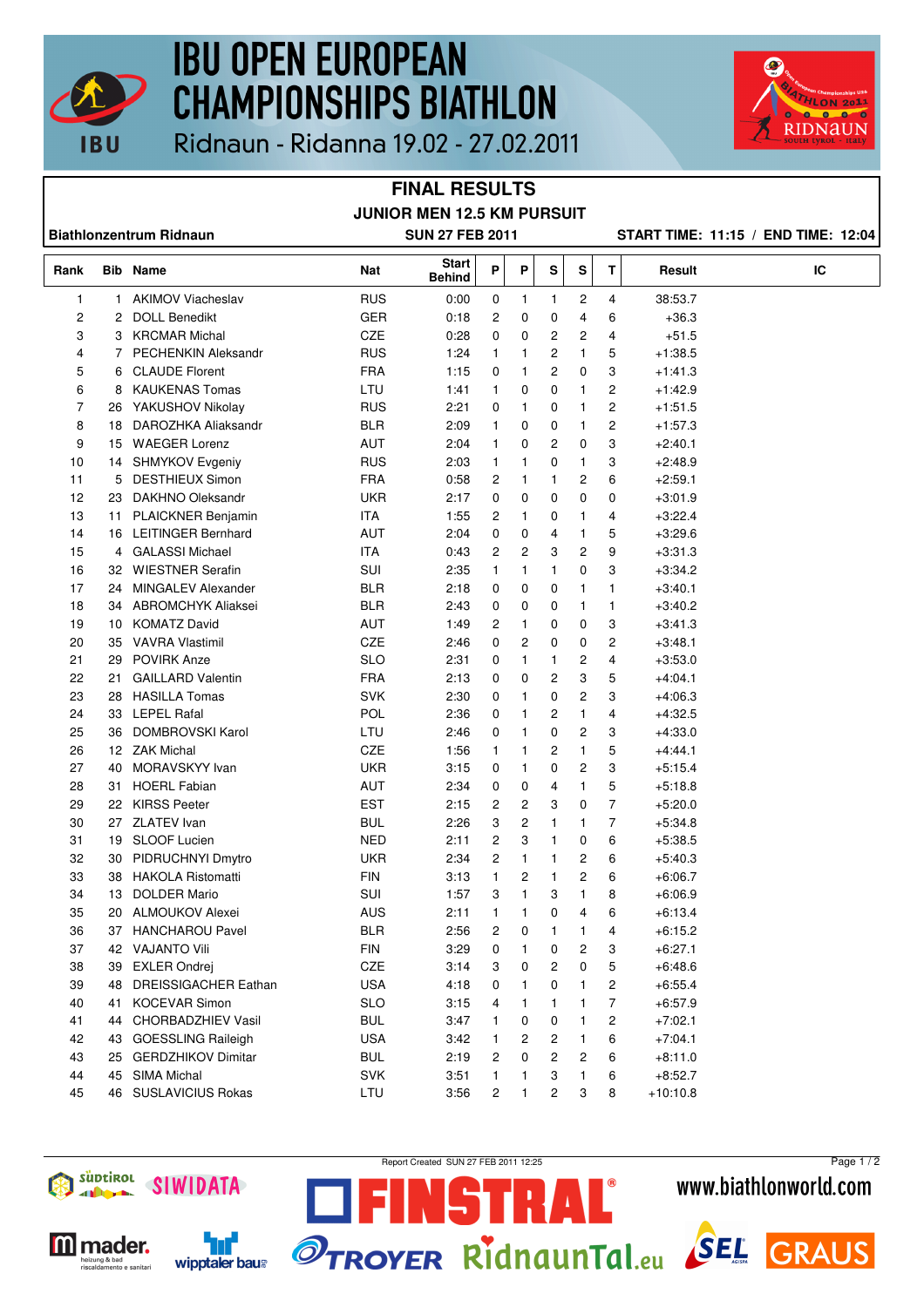# IBU OPEN EUROPEAN CHAMPIONSHIPS BIATHLON

Ridnaun - Ridanna 19.02 - 27.02.2011

## FINAL RESULTS

### JUNIOR MEN 12.5 KM PURSUIT

**Biathlonzentrum Ridnaun** | **SUN 27 FEB 2011** | **START TIME: 11:15 / END TIME: 12:04**

| Rank | Bib | Name | Nat | Start Behind | P | P | S | S | T | Result | IC |
|---|---|---|---|---|---|---|---|---|---|---|---|
| 1 | 1 | AKIMOV Viacheslav | RUS | 0:00 | 0 | 1 | 1 | 2 | 4 | 38:53.7 | |
| 2 | 2 | DOLL Benedikt | GER | 0:18 | 2 | 0 | 0 | 4 | 6 | +36.3 | |
| 3 | 3 | KRCMAR Michal | CZE | 0:28 | 0 | 0 | 2 | 2 | 4 | +51.5 | |
| 4 | 7 | PECHENKIN Aleksandr | RUS | 1:24 | 1 | 1 | 2 | 1 | 5 | +1:38.5 | |
| 5 | 6 | CLAUDE Florent | FRA | 1:15 | 0 | 1 | 2 | 0 | 3 | +1:41.3 | |
| 6 | 8 | KAUKENAS Tomas | LTU | 1:41 | 1 | 0 | 0 | 1 | 2 | +1:42.9 | |
| 7 | 26 | YAKUSHOV Nikolay | RUS | 2:21 | 0 | 1 | 0 | 1 | 2 | +1:51.5 | |
| 8 | 18 | DAROZHKA Aliaksandr | BLR | 2:09 | 1 | 0 | 0 | 1 | 2 | +1:57.3 | |
| 9 | 15 | WAEGER Lorenz | AUT | 2:04 | 1 | 0 | 2 | 0 | 3 | +2:40.1 | |
| 10 | 14 | SHMYKOV Evgeniy | RUS | 2:03 | 1 | 1 | 0 | 1 | 3 | +2:48.9 | |
| 11 | 5 | DESTHIEUX Simon | FRA | 0:58 | 2 | 1 | 1 | 2 | 6 | +2:59.1 | |
| 12 | 23 | DAKHNO Oleksandr | UKR | 2:17 | 0 | 0 | 0 | 0 | 0 | +3:01.9 | |
| 13 | 11 | PLAICKNER Benjamin | ITA | 1:55 | 2 | 1 | 0 | 1 | 4 | +3:22.4 | |
| 14 | 16 | LEITINGER Bernhard | AUT | 2:04 | 0 | 0 | 4 | 1 | 5 | +3:29.6 | |
| 15 | 4 | GALASSI Michael | ITA | 0:43 | 2 | 2 | 3 | 2 | 9 | +3:31.3 | |
| 16 | 32 | WIESTNER Serafin | SUI | 2:35 | 1 | 1 | 1 | 0 | 3 | +3:34.2 | |
| 17 | 24 | MINGALEV Alexander | BLR | 2:18 | 0 | 0 | 0 | 1 | 1 | +3:40.1 | |
| 18 | 34 | ABROMCHYK Aliaksei | BLR | 2:43 | 0 | 0 | 0 | 1 | 1 | +3:40.2 | |
| 19 | 10 | KOMATZ David | AUT | 1:49 | 2 | 1 | 0 | 0 | 3 | +3:41.3 | |
| 20 | 35 | VAVRA Vlastimil | CZE | 2:46 | 0 | 2 | 0 | 0 | 2 | +3:48.1 | |
| 21 | 29 | POVIRK Anze | SLO | 2:31 | 0 | 1 | 1 | 2 | 4 | +3:53.0 | |
| 22 | 21 | GAILLARD Valentin | FRA | 2:13 | 0 | 0 | 2 | 3 | 5 | +4:04.1 | |
| 23 | 28 | HASILLA Tomas | SVK | 2:30 | 0 | 1 | 0 | 2 | 3 | +4:06.3 | |
| 24 | 33 | LEPEL Rafal | POL | 2:36 | 0 | 1 | 2 | 1 | 4 | +4:32.5 | |
| 25 | 36 | DOMBROVSKI Karol | LTU | 2:46 | 0 | 1 | 0 | 2 | 3 | +4:33.0 | |
| 26 | 12 | ZAK Michal | CZE | 1:56 | 1 | 1 | 2 | 1 | 5 | +4:44.1 | |
| 27 | 40 | MORAVSKYY Ivan | UKR | 3:15 | 0 | 1 | 0 | 2 | 3 | +5:15.4 | |
| 28 | 31 | HOERL Fabian | AUT | 2:34 | 0 | 0 | 4 | 1 | 5 | +5:18.8 | |
| 29 | 22 | KIRSS Peeter | EST | 2:15 | 2 | 2 | 3 | 0 | 7 | +5:20.0 | |
| 30 | 27 | ZLATEV Ivan | BUL | 2:26 | 3 | 2 | 1 | 1 | 7 | +5:34.8 | |
| 31 | 19 | SLOOF Lucien | NED | 2:11 | 2 | 3 | 1 | 0 | 6 | +5:38.5 | |
| 32 | 30 | PIDRUCHNYI Dmytro | UKR | 2:34 | 2 | 1 | 1 | 2 | 6 | +5:40.3 | |
| 33 | 38 | HAKOLA Ristomatti | FIN | 3:13 | 1 | 2 | 1 | 2 | 6 | +6:06.7 | |
| 34 | 13 | DOLDER Mario | SUI | 1:57 | 3 | 1 | 3 | 1 | 8 | +6:06.9 | |
| 35 | 20 | ALMOUKOV Alexei | AUS | 2:11 | 1 | 1 | 0 | 4 | 6 | +6:13.4 | |
| 36 | 37 | HANCHAROU Pavel | BLR | 2:56 | 2 | 0 | 1 | 1 | 4 | +6:15.2 | |
| 37 | 42 | VAJANTO Vili | FIN | 3:29 | 0 | 1 | 0 | 2 | 3 | +6:27.1 | |
| 38 | 39 | EXLER Ondrej | CZE | 3:14 | 3 | 0 | 2 | 0 | 5 | +6:48.6 | |
| 39 | 48 | DREISSIGACHER Eathan | USA | 4:18 | 0 | 1 | 0 | 1 | 2 | +6:55.4 | |
| 40 | 41 | KOCEVAR Simon | SLO | 3:15 | 4 | 1 | 1 | 1 | 7 | +6:57.9 | |
| 41 | 44 | CHORBADZHIEV Vasil | BUL | 3:47 | 1 | 0 | 0 | 1 | 2 | +7:02.1 | |
| 42 | 43 | GOESSLING Raileigh | USA | 3:42 | 1 | 2 | 2 | 1 | 6 | +7:04.1 | |
| 43 | 25 | GERDZHIKOV Dimitar | BUL | 2:19 | 2 | 0 | 2 | 2 | 6 | +8:11.0 | |
| 44 | 45 | SIMA Michal | SVK | 3:51 | 1 | 1 | 3 | 1 | 6 | +8:52.7 | |
| 45 | 46 | SUSLAVICIUS Rokas | LTU | 3:56 | 2 | 1 | 2 | 3 | 8 | +10:10.8 | |

Report Created SUN 27 FEB 2011 12:25

www.biathlonworld.com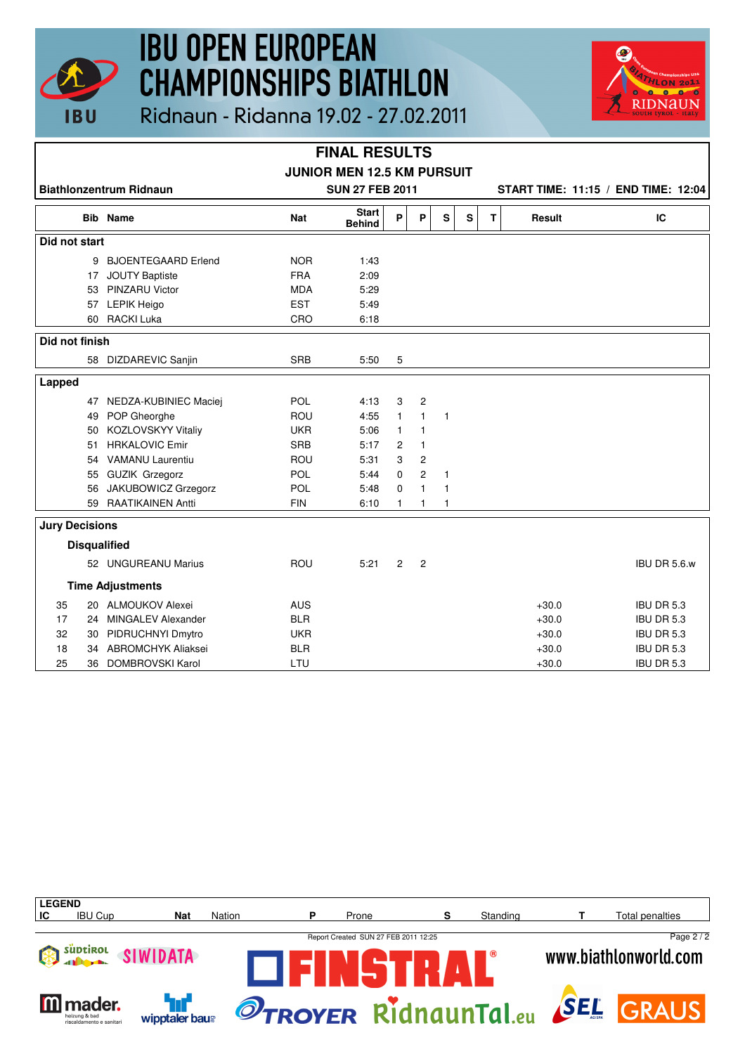# IBU OPEN EUROPEAN CHAMPIONSHIPS BIATHLON

Ridnaun - Ridanna 19.02 - 27.02.2011

## FINAL RESULTS

### JUNIOR MEN 12.5 KM PURSUIT

Biathlonzentrum Ridnaun — SUN 27 FEB 2011 — START TIME: 11:15 / END TIME: 12:04

| | Bib | Name | Nat | Start Behind | P | P | S | S | T | Result | IC |
|---|---|---|---|---|---|---|---|---|---|---|---|
| **Did not start** | | | | | | | | | | | |
| | 9 | BJOENTEGAARD Erlend | NOR | 1:43 | | | | | | | |
| | 17 | JOUTY Baptiste | FRA | 2:09 | | | | | | | |
| | 53 | PINZARU Victor | MDA | 5:29 | | | | | | | |
| | 57 | LEPIK Heigo | EST | 5:49 | | | | | | | |
| | 60 | RACKI Luka | CRO | 6:18 | | | | | | | |
| **Did not finish** | | | | | | | | | | | |
| | 58 | DIZDAREVIC Sanjin | SRB | 5:50 | 5 | | | | | | |
| **Lapped** | | | | | | | | | | | |
| | 47 | NEDZA-KUBINIEC Maciej | POL | 4:13 | 3 | 2 | | | | | |
| | 49 | POP Gheorghe | ROU | 4:55 | 1 | 1 | 1 | | | | |
| | 50 | KOZLOVSKYY Vitaliy | UKR | 5:06 | 1 | 1 | | | | | |
| | 51 | HRKALOVIC Emir | SRB | 5:17 | 2 | 1 | | | | | |
| | 54 | VAMANU Laurentiu | ROU | 5:31 | 3 | 2 | | | | | |
| | 55 | GUZIK Grzegorz | POL | 5:44 | 0 | 2 | 1 | | | | |
| | 56 | JAKUBOWICZ Grzegorz | POL | 5:48 | 0 | 1 | 1 | | | | |
| | 59 | RAATIKAINEN Antti | FIN | 6:10 | 1 | 1 | 1 | | | | |
| **Jury Decisions** | | | | | | | | | | | |
| **Disqualified** | | | | | | | | | | | |
| | 52 | UNGUREANU Marius | ROU | 5:21 | 2 | 2 | | | | | IBU DR 5.6.w |
| **Time Adjustments** | | | | | | | | | | | |
| 35 | 20 | ALMOUKOV Alexei | AUS | | | | | | | +30.0 | IBU DR 5.3 |
| 17 | 24 | MINGALEV Alexander | BLR | | | | | | | +30.0 | IBU DR 5.3 |
| 32 | 30 | PIDRUCHNYI Dmytro | UKR | | | | | | | +30.0 | IBU DR 5.3 |
| 18 | 34 | ABROMCHYK Aliaksei | BLR | | | | | | | +30.0 | IBU DR 5.3 |
| 25 | 36 | DOMBROVSKI Karol | LTU | | | | | | | +30.0 | IBU DR 5.3 |

**LEGEND**

| | | | | | | | | | |
|---|---|---|---|---|---|---|---|---|---|
| IC | IBU Cup | Nat | Nation | P | Prone | S | Standing | T | Total penalties |

Report Created SUN 27 FEB 2011 12:25

www.biathlonworld.com